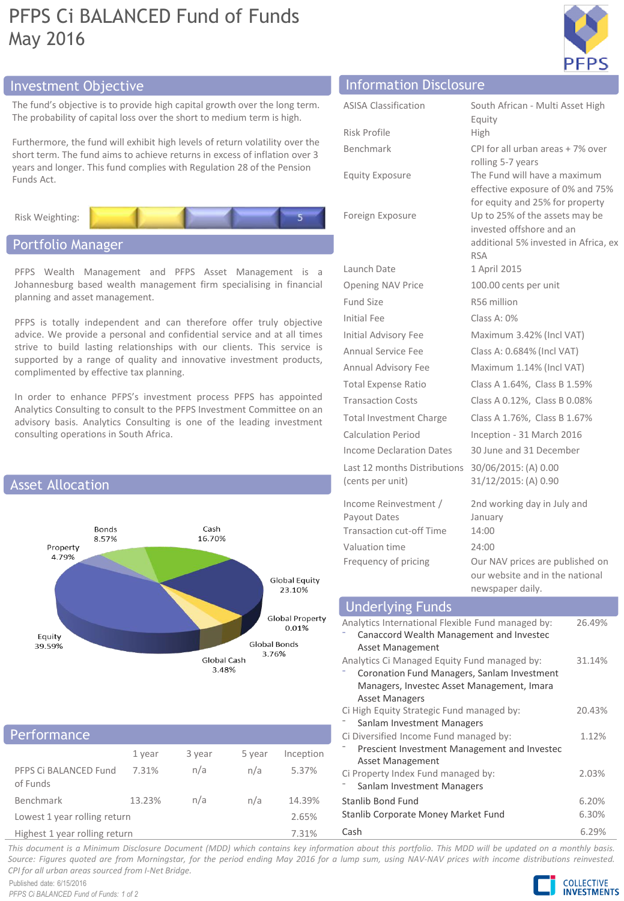# PFPS Ci BALANCED Fund of Funds

May 2016

## Investment Objective

The fund's objective is to provide high capital growth over the long term. The probability of capital loss over the short to medium term is high.

Furthermore, the fund will exhibit high levels of return volatility over the short term. The fund aims to achieve returns in excess of inflation over 3 years and longer. This fund complies with Regulation 28 of the Pension Funds Act.

Risk Weighting: 5

## Portfolio Manager

PFPS Wealth Management and PFPS Asset Management is a Johannesburg based wealth management firm specialising in financial planning and asset management.

PFPS is totally independent and can therefore offer truly objective advice. We provide a personal and confidential service and at all times strive to build lasting relationships with our clients. This service is supported by a range of quality and innovative investment products, complimented by effective tax planning.

In order to enhance PFPS's investment process PFPS has appointed Analytics Consulting to consult to the PFPS Investment Committee on an advisory basis. Analytics Consulting is one of the leading investment consulting operations in South Africa.

## Asset Allocation

| Asset | Allocation |
|---|---|
| Equity | 39.59% |
| Property | 4.79% |
| Bonds | 8.57% |
| Cash | 16.70% |
| Global Equity | 23.10% |
| Global Property | 0.01% |
| Global Bonds | 3.76% |
| Global Cash | 3.48% |

## Performance

| | 1 year | 3 year | 5 year | Inception |
|---|---|---|---|---|
| PFPS Ci BALANCED Fund of Funds | 7.31% | n/a | n/a | 5.37% |
| Benchmark | 13.23% | n/a | n/a | 14.39% |
| Lowest 1 year rolling return | | | | 2.65% |
| Highest 1 year rolling return | | | | 7.31% |

## Information Disclosure

| | |
|---|---|
| ASISA Classification | South African - Multi Asset High Equity |
| Risk Profile | High |
| Benchmark | CPI for all urban areas + 7% over rolling 5-7 years |
| Equity Exposure | The Fund will have a maximum effective exposure of 0% and 75% for equity and 25% for property |
| Foreign Exposure | Up to 25% of the assets may be invested offshore and an additional 5% invested in Africa, ex RSA |
| Launch Date | 1 April 2015 |
| Opening NAV Price | 100.00 cents per unit |
| Fund Size | R56 million |
| Initial Fee | Class A: 0% |
| Initial Advisory Fee | Maximum 3.42% (Incl VAT) |
| Annual Service Fee | Class A: 0.684% (Incl VAT) |
| Annual Advisory Fee | Maximum 1.14% (Incl VAT) |
| Total Expense Ratio | Class A 1.64%, Class B 1.59% |
| Transaction Costs | Class A 0.12%, Class B 0.08% |
| Total Investment Charge | Class A 1.76%, Class B 1.67% |
| Calculation Period | Inception - 31 March 2016 |
| Income Declaration Dates | 30 June and 31 December |
| Last 12 months Distributions (cents per unit) | 30/06/2015: (A) 0.00<br>31/12/2015: (A) 0.90 |
| Income Reinvestment / Payout Dates | 2nd working day in July and January |
| Transaction cut-off Time | 14:00 |
| Valuation time | 24:00 |
| Frequency of pricing | Our NAV prices are published on our website and in the national newspaper daily. |

## Underlying Funds

| Fund | Weight |
|---|---|
| Analytics International Flexible Fund managed by:<br>- Canaccord Wealth Management and Investec Asset Management | 26.49% |
| Analytics Ci Managed Equity Fund managed by:<br>- Coronation Fund Managers, Sanlam Investment Managers, Investec Asset Management, Imara Asset Managers | 31.14% |
| Ci High Equity Strategic Fund managed by:<br>- Sanlam Investment Managers | 20.43% |
| Ci Diversified Income Fund managed by:<br>- Prescient Investment Management and Investec Asset Management | 1.12% |
| Ci Property Index Fund managed by:<br>- Sanlam Investment Managers | 2.03% |
| Stanlib Bond Fund | 6.20% |
| Stanlib Corporate Money Market Fund | 6.30% |
| Cash | 6.29% |

*This document is a Minimum Disclosure Document (MDD) which contains key information about this portfolio. This MDD will be updated on a monthly basis. Source: Figures quoted are from Morningstar, for the period ending May 2016 for a lump sum, using NAV-NAV prices with income distributions reinvested. CPI for all urban areas sourced from I-Net Bridge.*

Published date: 6/15/2016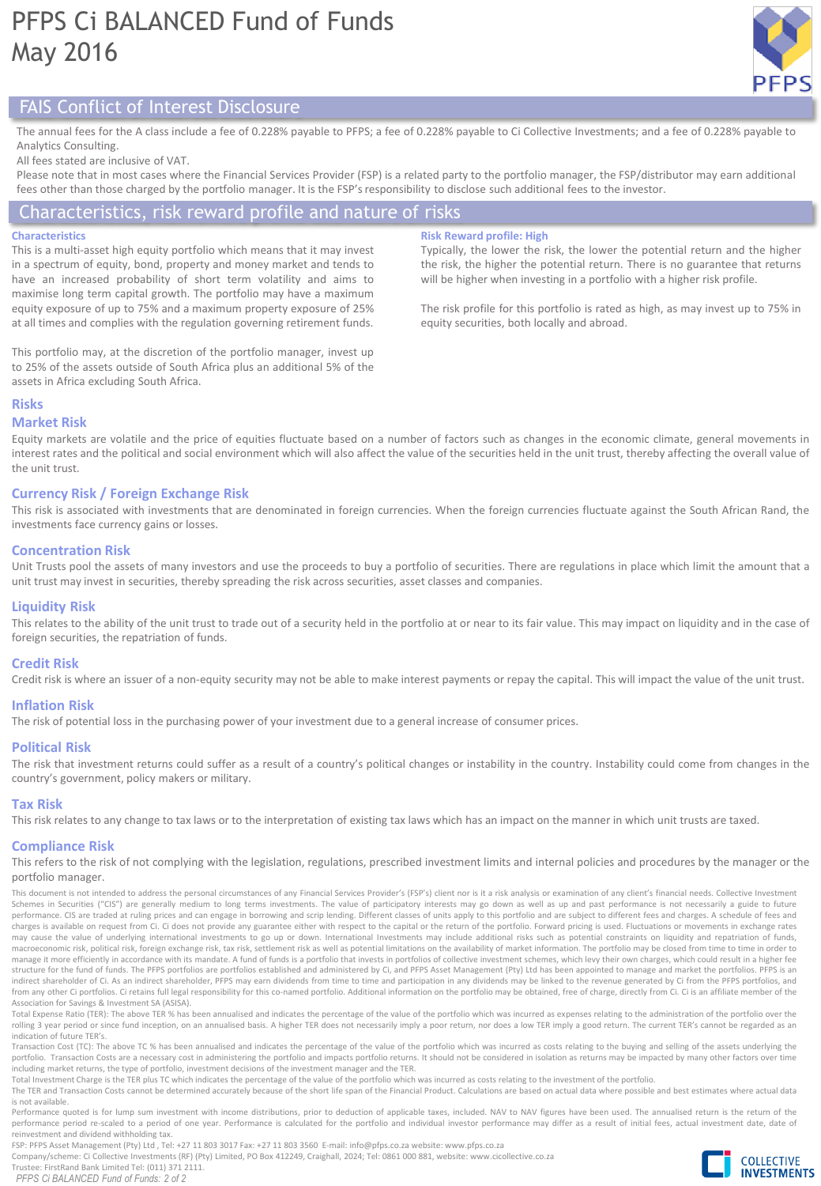# PFPS Ci BALANCED Fund of Funds
May 2016

## FAIS Conflict of Interest Disclosure

The annual fees for the A class include a fee of 0.228% payable to PFPS; a fee of 0.228% payable to Ci Collective Investments; and a fee of 0.228% payable to Analytics Consulting.

All fees stated are inclusive of VAT.

Please note that in most cases where the Financial Services Provider (FSP) is a related party to the portfolio manager, the FSP/distributor may earn additional fees other than those charged by the portfolio manager. It is the FSP's responsibility to disclose such additional fees to the investor.

## Characteristics, risk reward profile and nature of risks

### Characteristics

This is a multi-asset high equity portfolio which means that it may invest in a spectrum of equity, bond, property and money market and tends to have an increased probability of short term volatility and aims to maximise long term capital growth. The portfolio may have a maximum equity exposure of up to 75% and a maximum property exposure of 25% at all times and complies with the regulation governing retirement funds.

This portfolio may, at the discretion of the portfolio manager, invest up to 25% of the assets outside of South Africa plus an additional 5% of the assets in Africa excluding South Africa.

### Risk Reward profile: High

Typically, the lower the risk, the lower the potential return and the higher the risk, the higher the potential return. There is no guarantee that returns will be higher when investing in a portfolio with a higher risk profile.

The risk profile for this portfolio is rated as high, as may invest up to 75% in equity securities, both locally and abroad.

### Risks

#### Market Risk

Equity markets are volatile and the price of equities fluctuate based on a number of factors such as changes in the economic climate, general movements in interest rates and the political and social environment which will also affect the value of the securities held in the unit trust, thereby affecting the overall value of the unit trust.

#### Currency Risk / Foreign Exchange Risk

This risk is associated with investments that are denominated in foreign currencies. When the foreign currencies fluctuate against the South African Rand, the investments face currency gains or losses.

#### Concentration Risk

Unit Trusts pool the assets of many investors and use the proceeds to buy a portfolio of securities. There are regulations in place which limit the amount that a unit trust may invest in securities, thereby spreading the risk across securities, asset classes and companies.

#### Liquidity Risk

This relates to the ability of the unit trust to trade out of a security held in the portfolio at or near to its fair value. This may impact on liquidity and in the case of foreign securities, the repatriation of funds.

#### Credit Risk

Credit risk is where an issuer of a non-equity security may not be able to make interest payments or repay the capital. This will impact the value of the unit trust.

#### Inflation Risk

The risk of potential loss in the purchasing power of your investment due to a general increase of consumer prices.

#### Political Risk

The risk that investment returns could suffer as a result of a country's political changes or instability in the country. Instability could come from changes in the country's government, policy makers or military.

#### Tax Risk

This risk relates to any change to tax laws or to the interpretation of existing tax laws which has an impact on the manner in which unit trusts are taxed.

#### Compliance Risk

This refers to the risk of not complying with the legislation, regulations, prescribed investment limits and internal policies and procedures by the manager or the portfolio manager.

This document is not intended to address the personal circumstances of any Financial Services Provider's (FSP's) client nor is it a risk analysis or examination of any client's financial needs. Collective Investment Schemes in Securities ("CIS") are generally medium to long terms investments. The value of participatory interests may go down as well as up and past performance is not necessarily a guide to future performance. CIS are traded at ruling prices and can engage in borrowing and scrip lending. Different classes of units apply to this portfolio and are subject to different fees and charges. A schedule of fees and charges is available on request from Ci. Ci does not provide any guarantee either with respect to the capital or the return of the portfolio. Forward pricing is used. Fluctuations or movements in exchange rates may cause the value of underlying international investments to go up or down. International Investments may include additional risks such as potential constraints on liquidity and repatriation of funds, macroeconomic risk, political risk, foreign exchange risk, tax risk, settlement risk as well as potential limitations on the availability of market information. The portfolio may be closed from time to time in order to manage it more efficiently in accordance with its mandate. A fund of funds is a portfolio that invests in portfolios of collective investment schemes, which levy their own charges, which could result in a higher fee structure for the fund of funds. The PFPS portfolios are portfolios established and administered by Ci, and PFPS Asset Management (Pty) Ltd has been appointed to manage and market the portfolios. PFPS is an indirect shareholder of Ci. As an indirect shareholder, PFPS may earn dividends from time to time and participation in any dividends may be linked to the revenue generated by Ci from the PFPS portfolios, and from any other Ci portfolios. Ci retains full legal responsibility for this co-named portfolio. Additional information on the portfolio may be obtained, free of charge, directly from Ci. Ci is an affiliate member of the Association for Savings & Investment SA (ASISA).

Total Expense Ratio (TER): The above TER % has been annualised and indicates the percentage of the value of the portfolio which was incurred as expenses relating to the administration of the portfolio over the rolling 3 year period or since fund inception, on an annualised basis. A higher TER does not necessarily imply a poor return, nor does a low TER imply a good return. The current TER's cannot be regarded as an indication of future TER's.

Transaction Cost (TC): The above TC % has been annualised and indicates the percentage of the value of the portfolio which was incurred as costs relating to the buying and selling of the assets underlying the portfolio. Transaction Costs are a necessary cost in administering the portfolio and impacts portfolio returns. It should not be considered in isolation as returns may be impacted by many other factors over time including market returns, the type of portfolio, investment decisions of the investment manager and the TER.

Total Investment Charge is the TER plus TC which indicates the percentage of the value of the portfolio which was incurred as costs relating to the investment of the portfolio.

The TER and Transaction Costs cannot be determined accurately because of the short life span of the Financial Product. Calculations are based on actual data where possible and best estimates where actual data is not available.

Performance quoted is for lump sum investment with income distributions, prior to deduction of applicable taxes, included. NAV to NAV figures have been used. The annualised return is the return of the performance period re-scaled to a period of one year. Performance is calculated for the portfolio and individual investor performance may differ as a result of initial fees, actual investment date, date of reinvestment and dividend withholding tax.

FSP: PFPS Asset Management (Pty) Ltd , Tel: +27 11 803 3017 Fax: +27 11 803 3560 E-mail: info@pfps.co.za website: www.pfps.co.za

Company/scheme: Ci Collective Investments (RF) (Pty) Limited, PO Box 412249, Craighall, 2024; Tel: 0861 000 881, website: www.cicollective.co.za

Trustee: FirstRand Bank Limited Tel: (011) 371 2111.